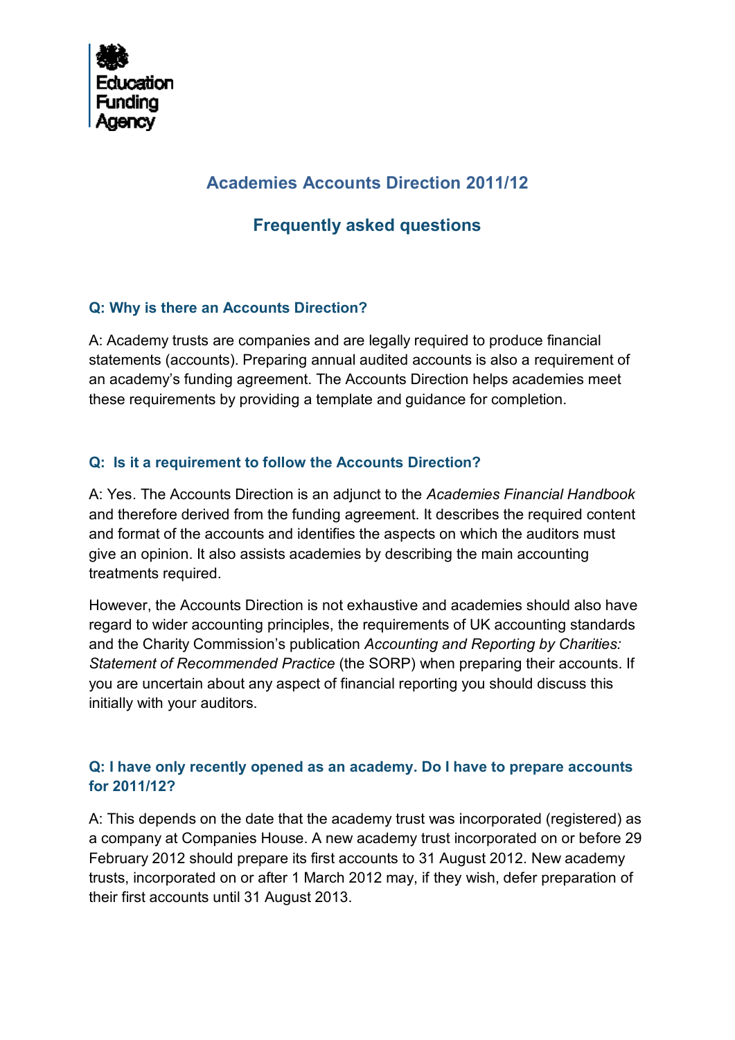Education Funding Agency

# Academies Accounts Direction 2011/12

## Frequently asked questions

### Q: Why is there an Accounts Direction?

A: Academy trusts are companies and are legally required to produce financial statements (accounts). Preparing annual audited accounts is also a requirement of an academy's funding agreement. The Accounts Direction helps academies meet these requirements by providing a template and guidance for completion.

### Q: Is it a requirement to follow the Accounts Direction?

A: Yes. The Accounts Direction is an adjunct to the *Academies Financial Handbook* and therefore derived from the funding agreement. It describes the required content and format of the accounts and identifies the aspects on which the auditors must give an opinion. It also assists academies by describing the main accounting treatments required.

However, the Accounts Direction is not exhaustive and academies should also have regard to wider accounting principles, the requirements of UK accounting standards and the Charity Commission's publication *Accounting and Reporting by Charities: Statement of Recommended Practice* (the SORP) when preparing their accounts. If you are uncertain about any aspect of financial reporting you should discuss this initially with your auditors.

### Q: I have only recently opened as an academy. Do I have to prepare accounts for 2011/12?

A: This depends on the date that the academy trust was incorporated (registered) as a company at Companies House. A new academy trust incorporated on or before 29 February 2012 should prepare its first accounts to 31 August 2012. New academy trusts, incorporated on or after 1 March 2012 may, if they wish, defer preparation of their first accounts until 31 August 2013.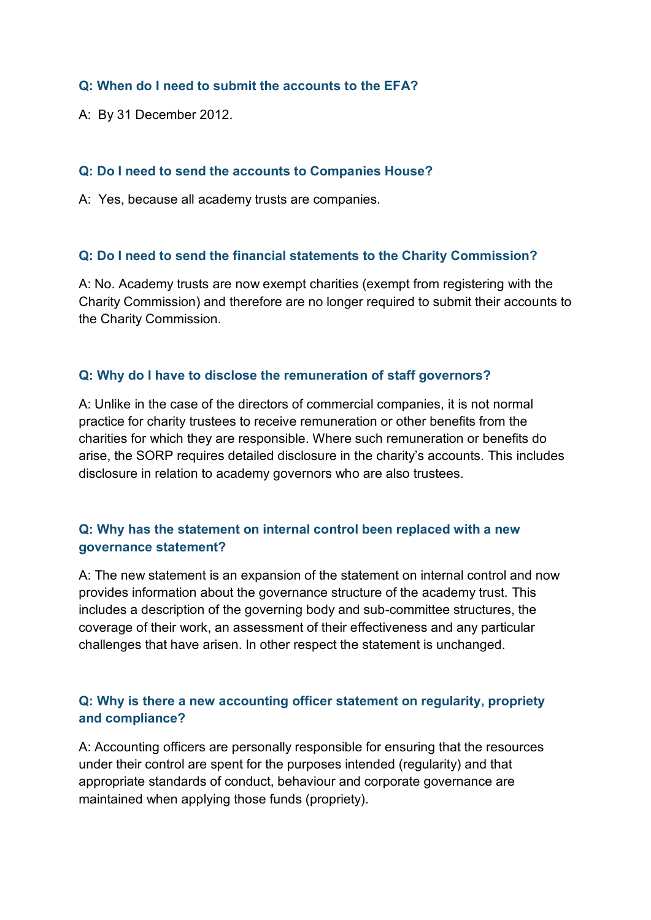**Q: When do I need to submit the accounts to the EFA?**

A: By 31 December 2012.

**Q: Do I need to send the accounts to Companies House?**

A: Yes, because all academy trusts are companies.

**Q: Do I need to send the financial statements to the Charity Commission?**

A: No. Academy trusts are now exempt charities (exempt from registering with the Charity Commission) and therefore are no longer required to submit their accounts to the Charity Commission.

**Q: Why do I have to disclose the remuneration of staff governors?**

A: Unlike in the case of the directors of commercial companies, it is not normal practice for charity trustees to receive remuneration or other benefits from the charities for which they are responsible. Where such remuneration or benefits do arise, the SORP requires detailed disclosure in the charity's accounts. This includes disclosure in relation to academy governors who are also trustees.

**Q: Why has the statement on internal control been replaced with a new governance statement?**

A: The new statement is an expansion of the statement on internal control and now provides information about the governance structure of the academy trust. This includes a description of the governing body and sub-committee structures, the coverage of their work, an assessment of their effectiveness and any particular challenges that have arisen. In other respect the statement is unchanged.

**Q: Why is there a new accounting officer statement on regularity, propriety and compliance?**

A: Accounting officers are personally responsible for ensuring that the resources under their control are spent for the purposes intended (regularity) and that appropriate standards of conduct, behaviour and corporate governance are maintained when applying those funds (propriety).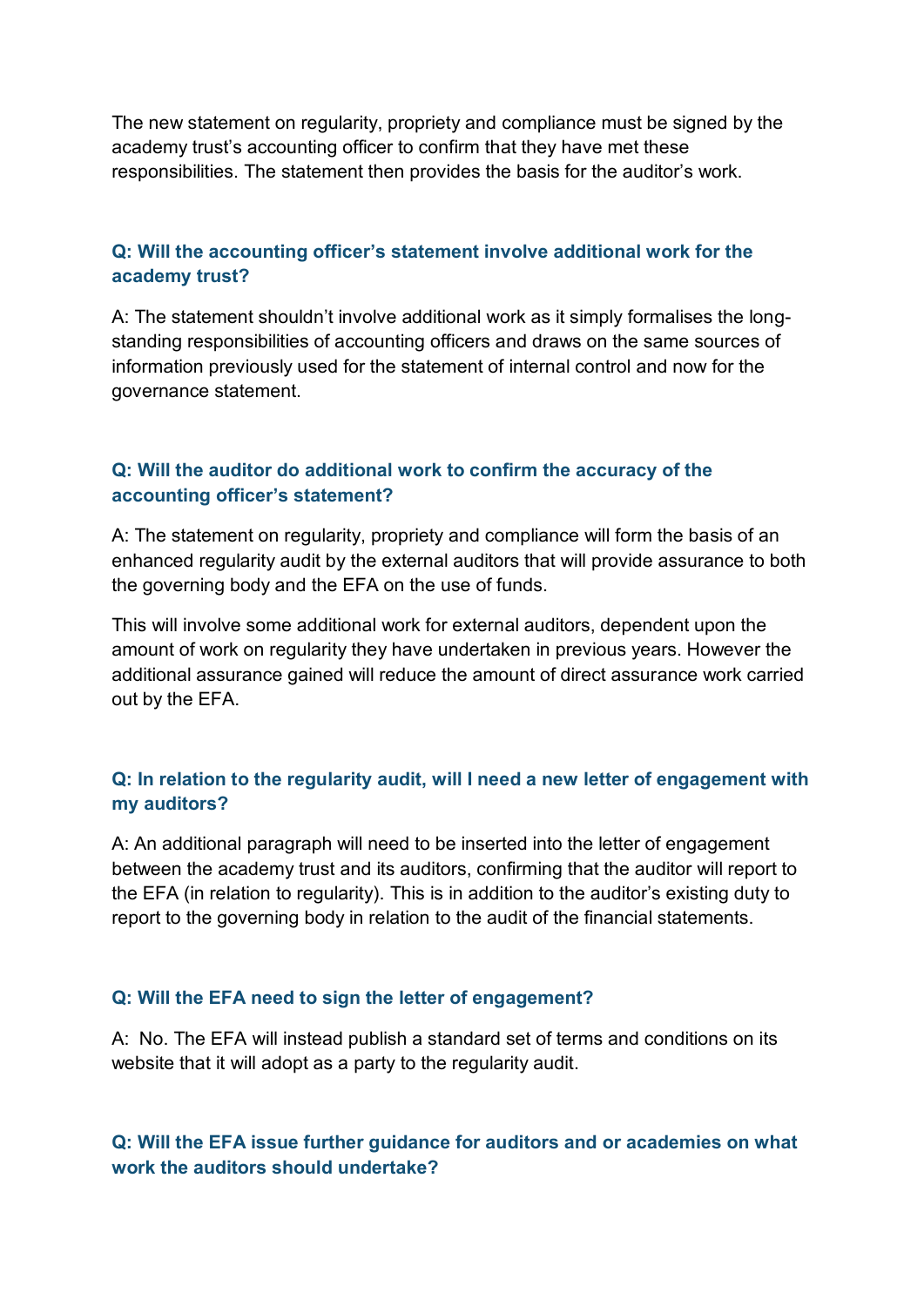The new statement on regularity, propriety and compliance must be signed by the academy trust's accounting officer to confirm that they have met these responsibilities. The statement then provides the basis for the auditor's work.

### Q: Will the accounting officer's statement involve additional work for the academy trust?

A: The statement shouldn't involve additional work as it simply formalises the long-standing responsibilities of accounting officers and draws on the same sources of information previously used for the statement of internal control and now for the governance statement.

### Q: Will the auditor do additional work to confirm the accuracy of the accounting officer's statement?

A: The statement on regularity, propriety and compliance will form the basis of an enhanced regularity audit by the external auditors that will provide assurance to both the governing body and the EFA on the use of funds.

This will involve some additional work for external auditors, dependent upon the amount of work on regularity they have undertaken in previous years. However the additional assurance gained will reduce the amount of direct assurance work carried out by the EFA.

### Q: In relation to the regularity audit, will I need a new letter of engagement with my auditors?

A: An additional paragraph will need to be inserted into the letter of engagement between the academy trust and its auditors, confirming that the auditor will report to the EFA (in relation to regularity). This is in addition to the auditor's existing duty to report to the governing body in relation to the audit of the financial statements.

### Q: Will the EFA need to sign the letter of engagement?

A: No. The EFA will instead publish a standard set of terms and conditions on its website that it will adopt as a party to the regularity audit.

### Q: Will the EFA issue further guidance for auditors and or academies on what work the auditors should undertake?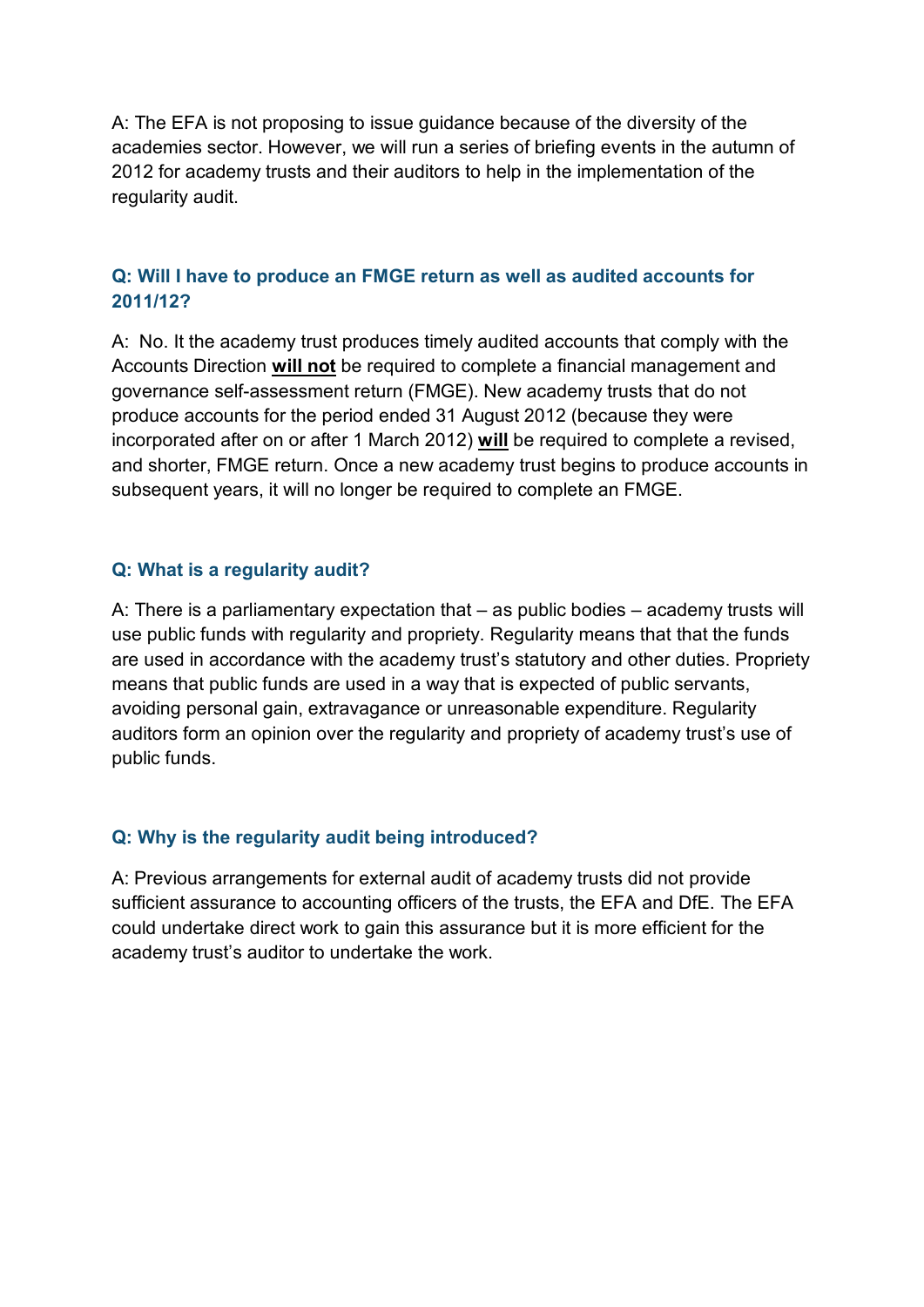A: The EFA is not proposing to issue guidance because of the diversity of the academies sector. However, we will run a series of briefing events in the autumn of 2012 for academy trusts and their auditors to help in the implementation of the regularity audit.

### Q: Will I have to produce an FMGE return as well as audited accounts for 2011/12?

A: No. It the academy trust produces timely audited accounts that comply with the Accounts Direction **will not** be required to complete a financial management and governance self-assessment return (FMGE). New academy trusts that do not produce accounts for the period ended 31 August 2012 (because they were incorporated after on or after 1 March 2012) **will** be required to complete a revised, and shorter, FMGE return. Once a new academy trust begins to produce accounts in subsequent years, it will no longer be required to complete an FMGE.

### Q: What is a regularity audit?

A: There is a parliamentary expectation that – as public bodies – academy trusts will use public funds with regularity and propriety. Regularity means that that the funds are used in accordance with the academy trust's statutory and other duties. Propriety means that public funds are used in a way that is expected of public servants, avoiding personal gain, extravagance or unreasonable expenditure. Regularity auditors form an opinion over the regularity and propriety of academy trust's use of public funds.

### Q: Why is the regularity audit being introduced?

A: Previous arrangements for external audit of academy trusts did not provide sufficient assurance to accounting officers of the trusts, the EFA and DfE. The EFA could undertake direct work to gain this assurance but it is more efficient for the academy trust's auditor to undertake the work.